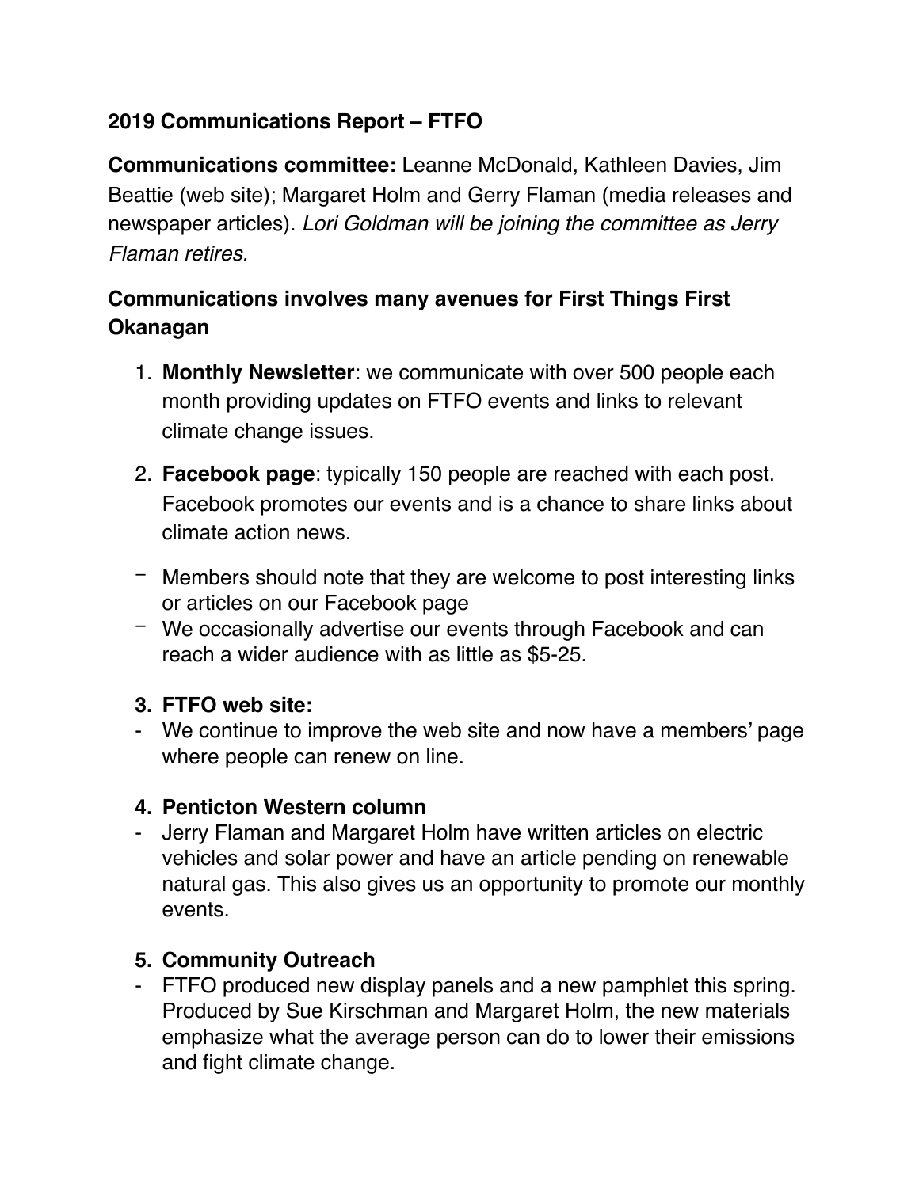**2019 Communications Report – FTFO**

**Communications committee:** Leanne McDonald, Kathleen Davies, Jim Beattie (web site); Margaret Holm and Gerry Flaman (media releases and newspaper articles). *Lori Goldman will be joining the committee as Jerry Flaman retires.*

## Communications involves many avenues for First Things First Okanagan

1. **Monthly Newsletter**: we communicate with over 500 people each month providing updates on FTFO events and links to relevant climate change issues.
2. **Facebook page**: typically 150 people are reached with each post. Facebook promotes our events and is a chance to share links about climate action news.

- Members should note that they are welcome to post interesting links or articles on our Facebook page
- We occasionally advertise our events through Facebook and can reach a wider audience with as little as $5-25.

### 3. FTFO web site:

- We continue to improve the web site and now have a members' page where people can renew on line.

### 4. Penticton Western column

- Jerry Flaman and Margaret Holm have written articles on electric vehicles and solar power and have an article pending on renewable natural gas. This also gives us an opportunity to promote our monthly events.

### 5. Community Outreach

- FTFO produced new display panels and a new pamphlet this spring. Produced by Sue Kirschman and Margaret Holm, the new materials emphasize what the average person can do to lower their emissions and fight climate change.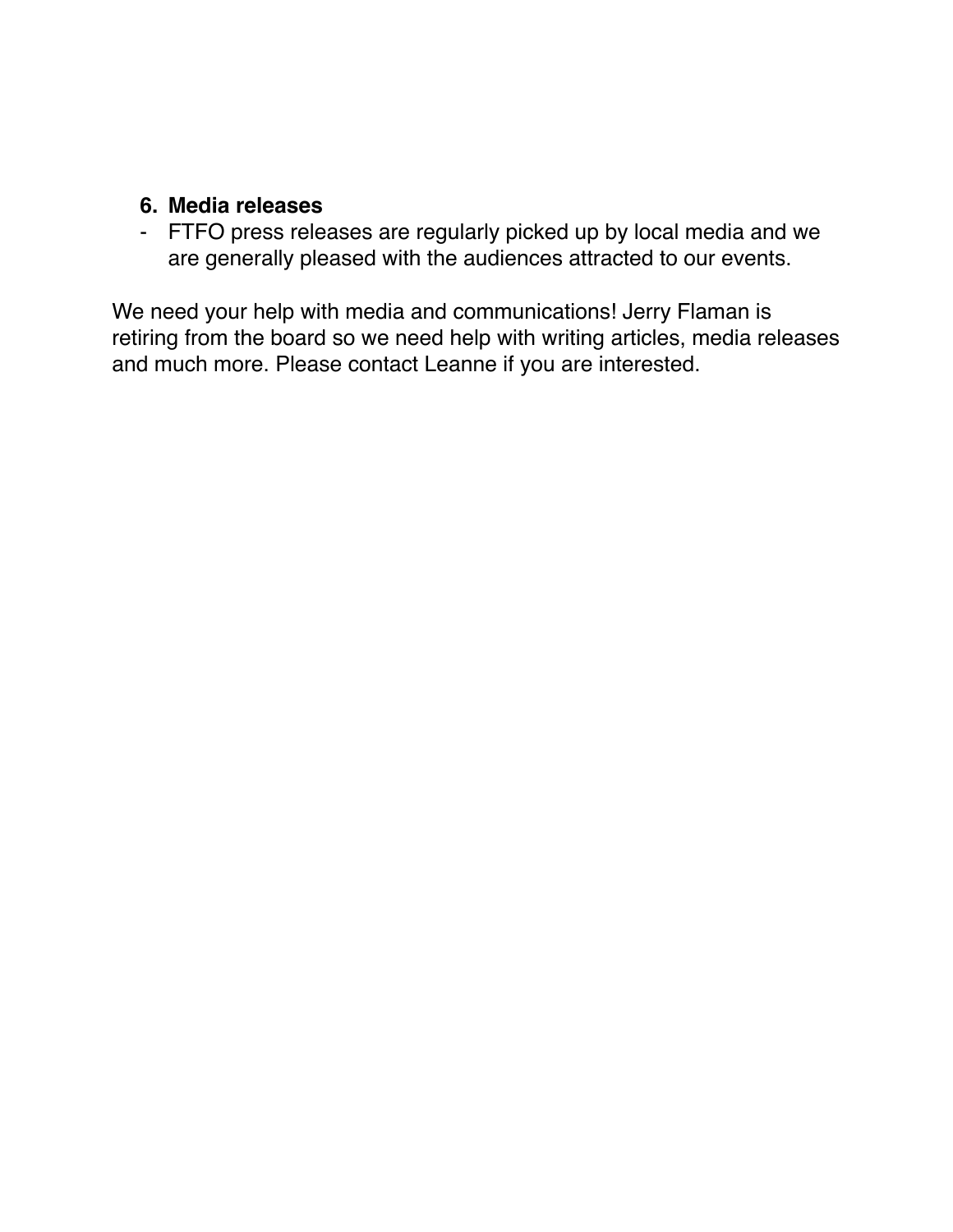6. **Media releases**

- FTFO press releases are regularly picked up by local media and we are generally pleased with the audiences attracted to our events.

We need your help with media and communications! Jerry Flaman is retiring from the board so we need help with writing articles, media releases and much more. Please contact Leanne if you are interested.